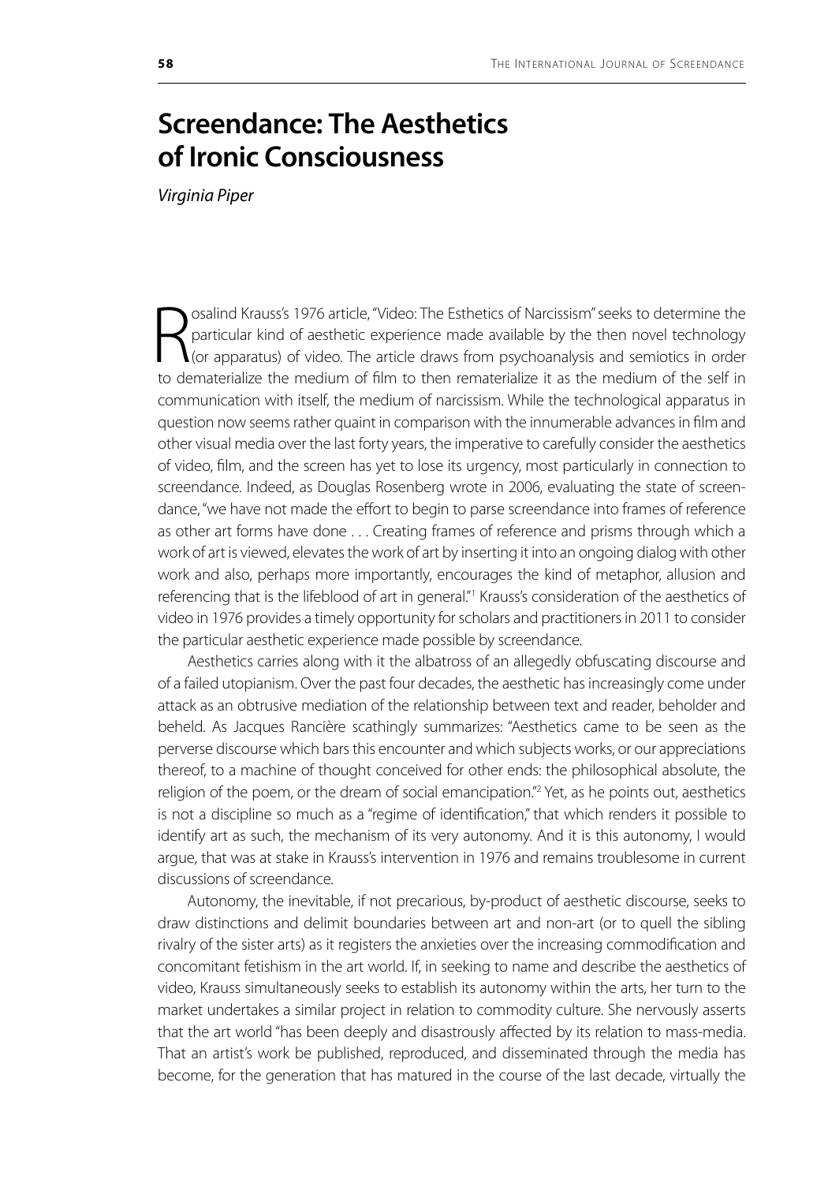# Screendance: The Aesthetics of Ironic Consciousness

*Virginia Piper*

Rosalind Krauss's 1976 article, "Video: The Esthetics of Narcissism" seeks to determine the particular kind of aesthetic experience made available by the then novel technology (or apparatus) of video. The article draws from psychoanalysis and semiotics in order to dematerialize the medium of film to then rematerialize it as the medium of the self in communication with itself, the medium of narcissism. While the technological apparatus in question now seems rather quaint in comparison with the innumerable advances in film and other visual media over the last forty years, the imperative to carefully consider the aesthetics of video, film, and the screen has yet to lose its urgency, most particularly in connection to screendance. Indeed, as Douglas Rosenberg wrote in 2006, evaluating the state of screendance, "we have not made the effort to begin to parse screendance into frames of reference as other art forms have done . . . Creating frames of reference and prisms through which a work of art is viewed, elevates the work of art by inserting it into an ongoing dialog with other work and also, perhaps more importantly, encourages the kind of metaphor, allusion and referencing that is the lifeblood of art in general."[1] Krauss's consideration of the aesthetics of video in 1976 provides a timely opportunity for scholars and practitioners in 2011 to consider the particular aesthetic experience made possible by screendance.

Aesthetics carries along with it the albatross of an allegedly obfuscating discourse and of a failed utopianism. Over the past four decades, the aesthetic has increasingly come under attack as an obtrusive mediation of the relationship between text and reader, beholder and beheld. As Jacques Rancière scathingly summarizes: "Aesthetics came to be seen as the perverse discourse which bars this encounter and which subjects works, or our appreciations thereof, to a machine of thought conceived for other ends: the philosophical absolute, the religion of the poem, or the dream of social emancipation."[2] Yet, as he points out, aesthetics is not a discipline so much as a "regime of identification," that which renders it possible to identify art as such, the mechanism of its very autonomy. And it is this autonomy, I would argue, that was at stake in Krauss's intervention in 1976 and remains troublesome in current discussions of screendance.

Autonomy, the inevitable, if not precarious, by-product of aesthetic discourse, seeks to draw distinctions and delimit boundaries between art and non-art (or to quell the sibling rivalry of the sister arts) as it registers the anxieties over the increasing commodification and concomitant fetishism in the art world. If, in seeking to name and describe the aesthetics of video, Krauss simultaneously seeks to establish its autonomy within the arts, her turn to the market undertakes a similar project in relation to commodity culture. She nervously asserts that the art world "has been deeply and disastrously affected by its relation to mass-media. That an artist's work be published, reproduced, and disseminated through the media has become, for the generation that has matured in the course of the last decade, virtually the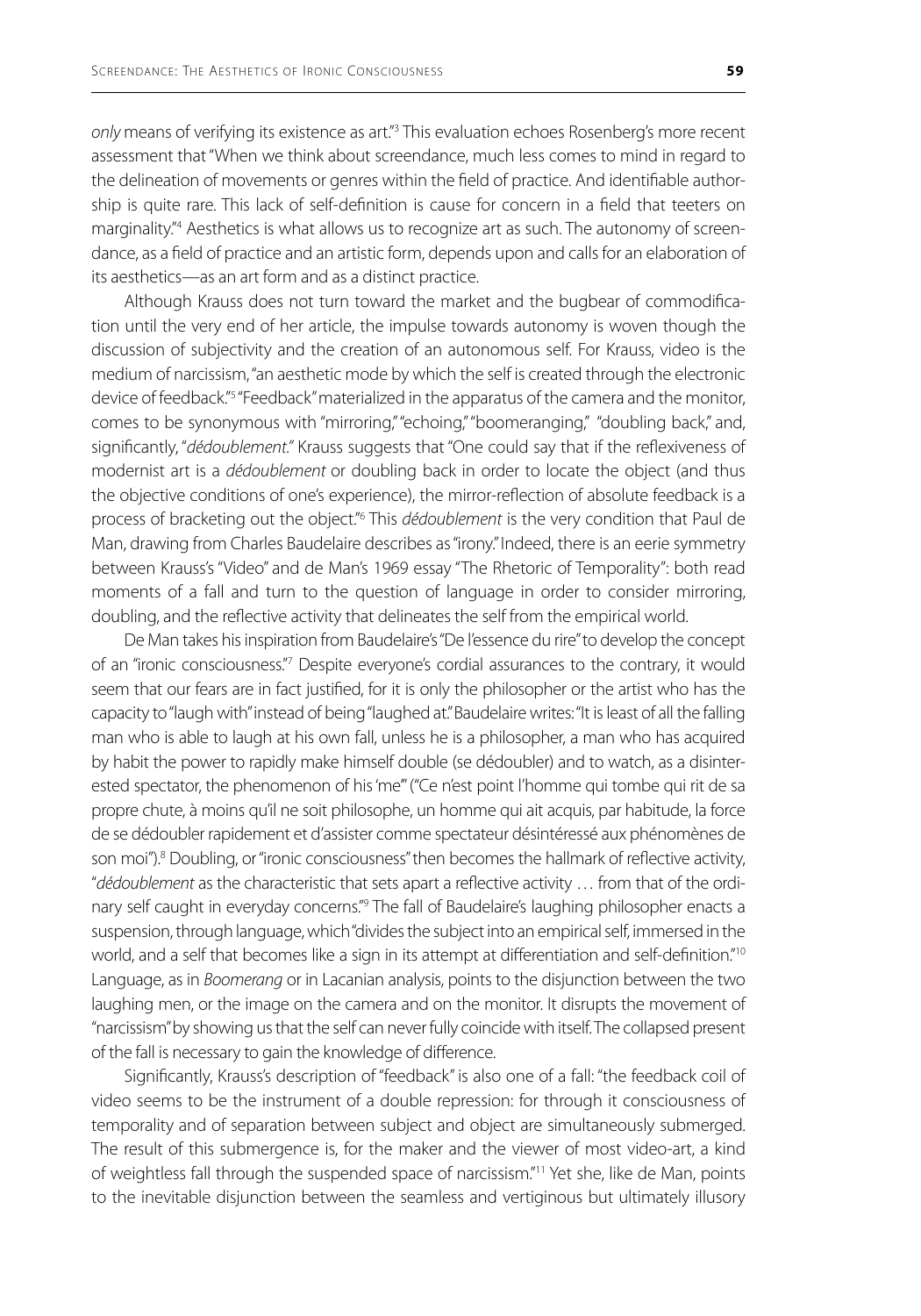*only* means of verifying its existence as art."[3] This evaluation echoes Rosenberg's more recent assessment that "When we think about screendance, much less comes to mind in regard to the delineation of movements or genres within the field of practice. And identifiable authorship is quite rare. This lack of self-definition is cause for concern in a field that teeters on marginality."[4] Aesthetics is what allows us to recognize art as such. The autonomy of screendance, as a field of practice and an artistic form, depends upon and calls for an elaboration of its aesthetics—as an art form and as a distinct practice.

Although Krauss does not turn toward the market and the bugbear of commodification until the very end of her article, the impulse towards autonomy is woven though the discussion of subjectivity and the creation of an autonomous self. For Krauss, video is the medium of narcissism, "an aesthetic mode by which the self is created through the electronic device of feedback."[5] "Feedback" materialized in the apparatus of the camera and the monitor, comes to be synonymous with "mirroring," "echoing," "boomeranging," "doubling back," and, significantly, "*dédoublement*." Krauss suggests that "One could say that if the reflexiveness of modernist art is a *dédoublement* or doubling back in order to locate the object (and thus the objective conditions of one's experience), the mirror-reflection of absolute feedback is a process of bracketing out the object."[6] This *dédoublement* is the very condition that Paul de Man, drawing from Charles Baudelaire describes as "irony." Indeed, there is an eerie symmetry between Krauss's "Video" and de Man's 1969 essay "The Rhetoric of Temporality": both read moments of a fall and turn to the question of language in order to consider mirroring, doubling, and the reflective activity that delineates the self from the empirical world.

De Man takes his inspiration from Baudelaire's "De l'essence du rire" to develop the concept of an "ironic consciousness."[7] Despite everyone's cordial assurances to the contrary, it would seem that our fears are in fact justified, for it is only the philosopher or the artist who has the capacity to "laugh with" instead of being "laughed at." Baudelaire writes: "It is least of all the falling man who is able to laugh at his own fall, unless he is a philosopher, a man who has acquired by habit the power to rapidly make himself double (se dédoubler) and to watch, as a disinterested spectator, the phenomenon of his 'me'" ("Ce n'est point l'homme qui tombe qui rit de sa propre chute, à moins qu'il ne soit philosophe, un homme qui ait acquis, par habitude, la force de se dédoubler rapidement et d'assister comme spectateur désintéressé aux phénomènes de son moi").[8] Doubling, or "ironic consciousness" then becomes the hallmark of reflective activity, "*dédoublement* as the characteristic that sets apart a reflective activity … from that of the ordinary self caught in everyday concerns."[9] The fall of Baudelaire's laughing philosopher enacts a suspension, through language, which "divides the subject into an empirical self, immersed in the world, and a self that becomes like a sign in its attempt at differentiation and self-definition."[10] Language, as in *Boomerang* or in Lacanian analysis, points to the disjunction between the two laughing men, or the image on the camera and on the monitor. It disrupts the movement of "narcissism" by showing us that the self can never fully coincide with itself. The collapsed present of the fall is necessary to gain the knowledge of difference.

Significantly, Krauss's description of "feedback" is also one of a fall: "the feedback coil of video seems to be the instrument of a double repression: for through it consciousness of temporality and of separation between subject and object are simultaneously submerged. The result of this submergence is, for the maker and the viewer of most video-art, a kind of weightless fall through the suspended space of narcissism."[11] Yet she, like de Man, points to the inevitable disjunction between the seamless and vertiginous but ultimately illusory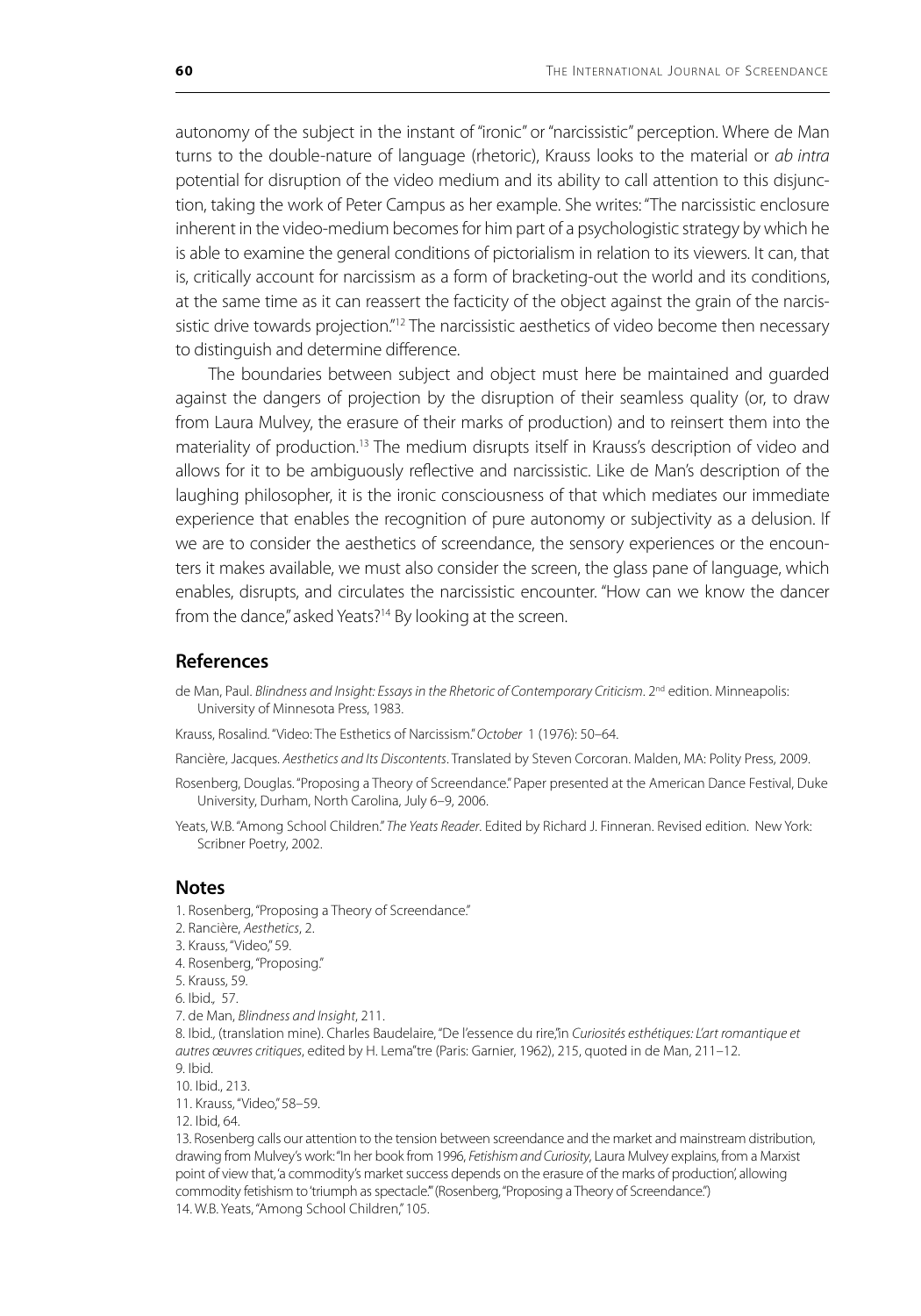autonomy of the subject in the instant of "ironic" or "narcissistic" perception. Where de Man turns to the double-nature of language (rhetoric), Krauss looks to the material or *ab intra* potential for disruption of the video medium and its ability to call attention to this disjunction, taking the work of Peter Campus as her example. She writes: "The narcissistic enclosure inherent in the video-medium becomes for him part of a psychologistic strategy by which he is able to examine the general conditions of pictorialism in relation to its viewers. It can, that is, critically account for narcissism as a form of bracketing-out the world and its conditions, at the same time as it can reassert the facticity of the object against the grain of the narcissistic drive towards projection."[12] The narcissistic aesthetics of video become then necessary to distinguish and determine difference.

The boundaries between subject and object must here be maintained and guarded against the dangers of projection by the disruption of their seamless quality (or, to draw from Laura Mulvey, the erasure of their marks of production) and to reinsert them into the materiality of production.[13] The medium disrupts itself in Krauss's description of video and allows for it to be ambiguously reflective and narcissistic. Like de Man's description of the laughing philosopher, it is the ironic consciousness of that which mediates our immediate experience that enables the recognition of pure autonomy or subjectivity as a delusion. If we are to consider the aesthetics of screendance, the sensory experiences or the encounters it makes available, we must also consider the screen, the glass pane of language, which enables, disrupts, and circulates the narcissistic encounter. "How can we know the dancer from the dance," asked Yeats?[14] By looking at the screen.

## References

de Man, Paul. *Blindness and Insight: Essays in the Rhetoric of Contemporary Criticism*. 2nd edition. Minneapolis: University of Minnesota Press, 1983.

Krauss, Rosalind. "Video: The Esthetics of Narcissism." *October* 1 (1976): 50–64.

Rancière, Jacques. *Aesthetics and Its Discontents*. Translated by Steven Corcoran. Malden, MA: Polity Press, 2009.

Rosenberg, Douglas. "Proposing a Theory of Screendance." Paper presented at the American Dance Festival, Duke University, Durham, North Carolina, July 6–9, 2006.

Yeats, W.B. "Among School Children." *The Yeats Reader*. Edited by Richard J. Finneran. Revised edition. New York: Scribner Poetry, 2002.

## Notes

1. Rosenberg, "Proposing a Theory of Screendance."
2. Rancière, *Aesthetics*, 2.
3. Krauss, "Video," 59.
4. Rosenberg, "Proposing."
5. Krauss, 59.
6. Ibid., 57.
7. de Man, *Blindness and Insight*, 211.
8. Ibid., (translation mine). Charles Baudelaire, "De l'essence du rire,"in *Curiosités esthétiques: L'art romantique et autres œuvres critiques*, edited by H. Lema"tre (Paris: Garnier, 1962), 215, quoted in de Man, 211–12.
9. Ibid.
10. Ibid., 213.
11. Krauss, "Video," 58–59.
12. Ibid, 64.
13. Rosenberg calls our attention to the tension between screendance and the market and mainstream distribution, drawing from Mulvey's work: "In her book from 1996, *Fetishism and Curiosity*, Laura Mulvey explains, from a Marxist point of view that, 'a commodity's market success depends on the erasure of the marks of production', allowing commodity fetishism to 'triumph as spectacle.'" (Rosenberg, "Proposing a Theory of Screendance.")
14. W.B. Yeats, "Among School Children," 105.